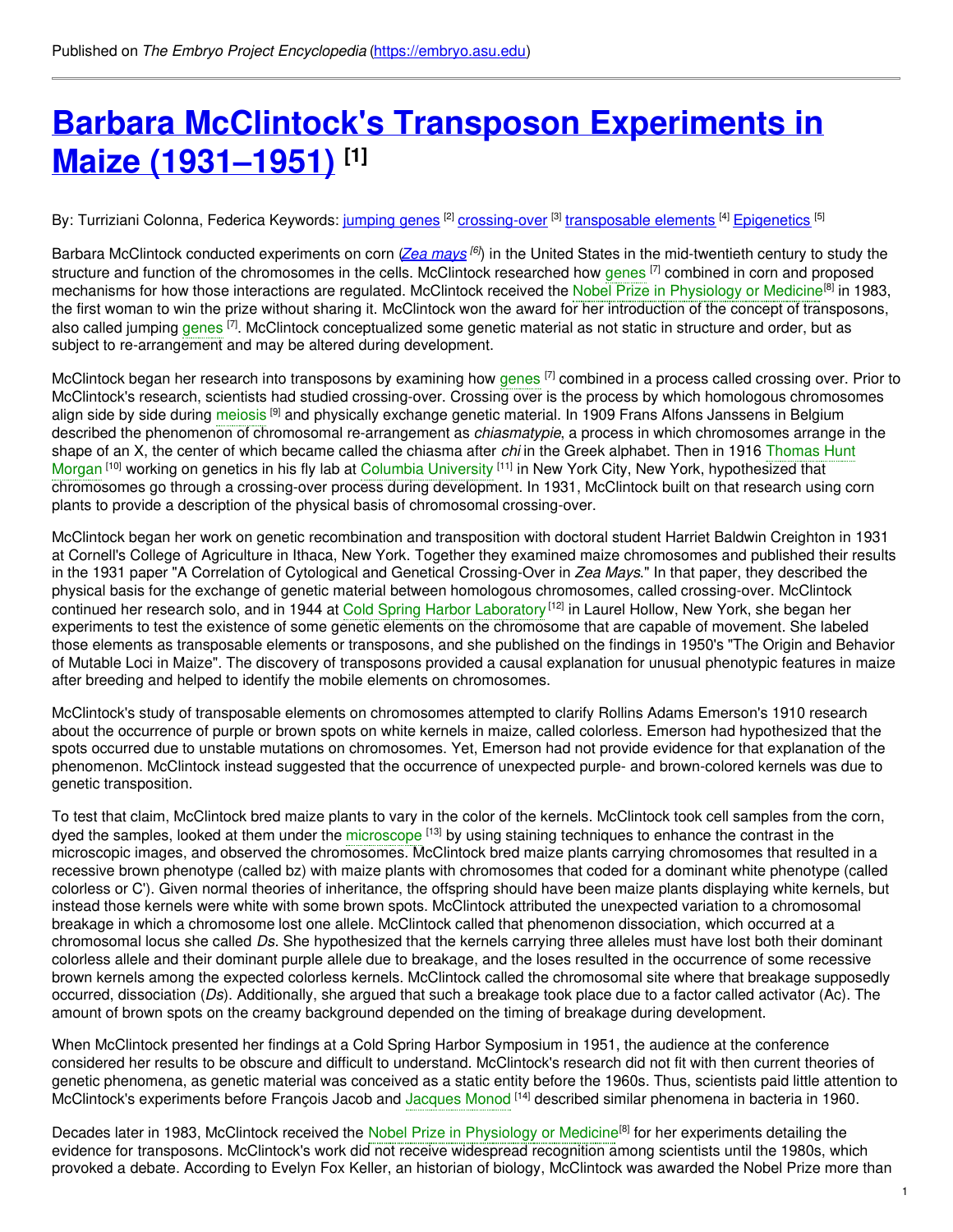Published on *The Embryo Project Encyclopedia* (https://embryo.asu.edu)

# Barbara McClintock's Transposon Experiments in Maize (1931–1951) [1]

By: Turriziani Colonna, Federica Keywords: jumping genes [2] crossing-over [3] transposable elements [4] Epigenetics [5]

Barbara McClintock conducted experiments on corn (*Zea mays* [6]) in the United States in the mid-twentieth century to study the structure and function of the chromosomes in the cells. McClintock researched how genes [7] combined in corn and proposed mechanisms for how those interactions are regulated. McClintock received the Nobel Prize in Physiology or Medicine[8] in 1983, the first woman to win the prize without sharing it. McClintock won the award for her introduction of the concept of transposons, also called jumping genes [7]. McClintock conceptualized some genetic material as not static in structure and order, but as subject to re-arrangement and may be altered during development.

McClintock began her research into transposons by examining how genes [7] combined in a process called crossing over. Prior to McClintock's research, scientists had studied crossing-over. Crossing over is the process by which homologous chromosomes align side by side during meiosis [9] and physically exchange genetic material. In 1909 Frans Alfons Janssens in Belgium described the phenomenon of chromosomal re-arrangement as *chiasmatypie*, a process in which chromosomes arrange in the shape of an X, the center of which became called the chiasma after *chi* in the Greek alphabet. Then in 1916 Thomas Hunt Morgan [10] working on genetics in his fly lab at Columbia University [11] in New York City, New York, hypothesized that chromosomes go through a crossing-over process during development. In 1931, McClintock built on that research using corn plants to provide a description of the physical basis of chromosomal crossing-over.

McClintock began her work on genetic recombination and transposition with doctoral student Harriet Baldwin Creighton in 1931 at Cornell's College of Agriculture in Ithaca, New York. Together they examined maize chromosomes and published their results in the 1931 paper "A Correlation of Cytological and Genetical Crossing-Over in *Zea Mays*." In that paper, they described the physical basis for the exchange of genetic material between homologous chromosomes, called crossing-over. McClintock continued her research solo, and in 1944 at Cold Spring Harbor Laboratory[12] in Laurel Hollow, New York, she began her experiments to test the existence of some genetic elements on the chromosome that are capable of movement. She labeled those elements as transposable elements or transposons, and she published on the findings in 1950's "The Origin and Behavior of Mutable Loci in Maize". The discovery of transposons provided a causal explanation for unusual phenotypic features in maize after breeding and helped to identify the mobile elements on chromosomes.

McClintock's study of transposable elements on chromosomes attempted to clarify Rollins Adams Emerson's 1910 research about the occurrence of purple or brown spots on white kernels in maize, called colorless. Emerson had hypothesized that the spots occurred due to unstable mutations on chromosomes. Yet, Emerson had not provide evidence for that explanation of the phenomenon. McClintock instead suggested that the occurrence of unexpected purple- and brown-colored kernels was due to genetic transposition.

To test that claim, McClintock bred maize plants to vary in the color of the kernels. McClintock took cell samples from the corn, dyed the samples, looked at them under the microscope [13] by using staining techniques to enhance the contrast in the microscopic images, and observed the chromosomes. McClintock bred maize plants carrying chromosomes that resulted in a recessive brown phenotype (called bz) with maize plants with chromosomes that coded for a dominant white phenotype (called colorless or C'). Given normal theories of inheritance, the offspring should have been maize plants displaying white kernels, but instead those kernels were white with some brown spots. McClintock attributed the unexpected variation to a chromosomal breakage in which a chromosome lost one allele. McClintock called that phenomenon dissociation, which occurred at a chromosomal locus she called *Ds*. She hypothesized that the kernels carrying three alleles must have lost both their dominant colorless allele and their dominant purple allele due to breakage, and the loses resulted in the occurrence of some recessive brown kernels among the expected colorless kernels. McClintock called the chromosomal site where that breakage supposedly occurred, dissociation (*Ds*). Additionally, she argued that such a breakage took place due to a factor called activator (Ac). The amount of brown spots on the creamy background depended on the timing of breakage during development.

When McClintock presented her findings at a Cold Spring Harbor Symposium in 1951, the audience at the conference considered her results to be obscure and difficult to understand. McClintock's research did not fit with then current theories of genetic phenomena, as genetic material was conceived as a static entity before the 1960s. Thus, scientists paid little attention to McClintock's experiments before François Jacob and Jacques Monod [14] described similar phenomena in bacteria in 1960.

Decades later in 1983, McClintock received the Nobel Prize in Physiology or Medicine[8] for her experiments detailing the evidence for transposons. McClintock's work did not receive widespread recognition among scientists until the 1980s, which provoked a debate. According to Evelyn Fox Keller, an historian of biology, McClintock was awarded the Nobel Prize more than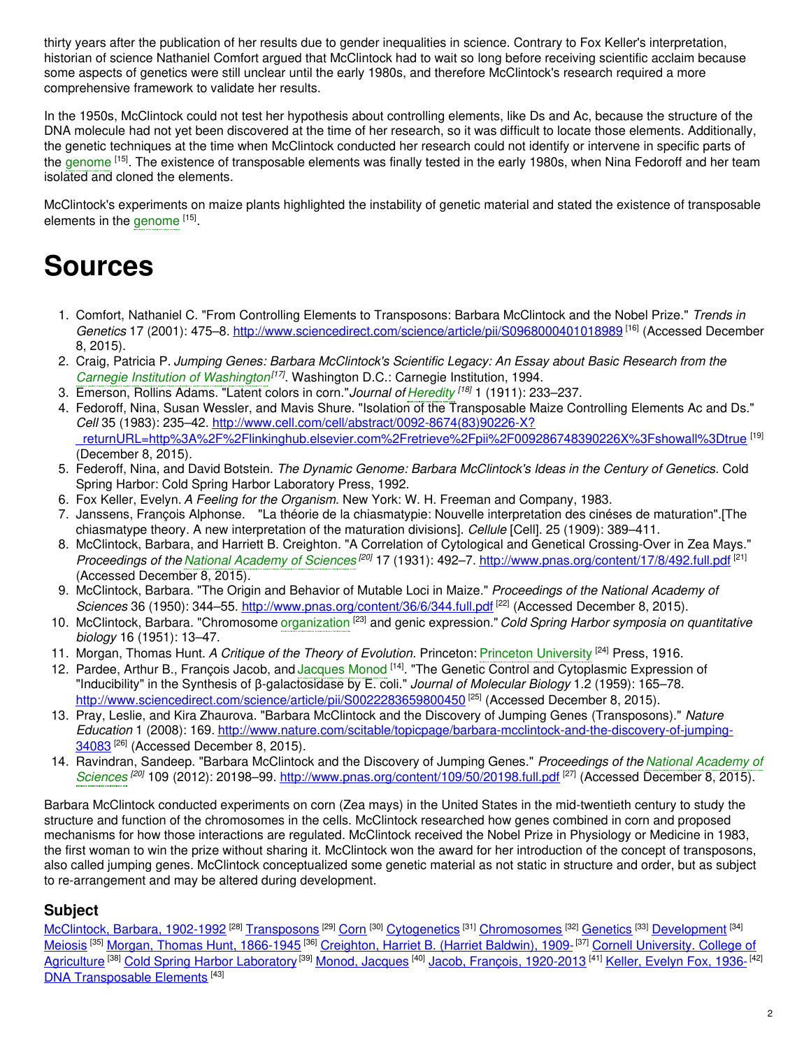thirty years after the publication of her results due to gender inequalities in science. Contrary to Fox Keller's interpretation, historian of science Nathaniel Comfort argued that McClintock had to wait so long before receiving scientific acclaim because some aspects of genetics were still unclear until the early 1980s, and therefore McClintock's research required a more comprehensive framework to validate her results.

In the 1950s, McClintock could not test her hypothesis about controlling elements, like Ds and Ac, because the structure of the DNA molecule had not yet been discovered at the time of her research, so it was difficult to locate those elements. Additionally, the genetic techniques at the time when McClintock conducted her research could not identify or intervene in specific parts of the genome [15]. The existence of transposable elements was finally tested in the early 1980s, when Nina Fedoroff and her team isolated and cloned the elements.

McClintock's experiments on maize plants highlighted the instability of genetic material and stated the existence of transposable elements in the genome [15].

# Sources

1. Comfort, Nathaniel C. "From Controlling Elements to Transposons: Barbara McClintock and the Nobel Prize." *Trends in Genetics* 17 (2001): 475–8. http://www.sciencedirect.com/science/article/pii/S0968000401018989 [16] (Accessed December 8, 2015).
2. Craig, Patricia P. *Jumping Genes: Barbara McClintock's Scientific Legacy: An Essay about Basic Research from the Carnegie Institution of Washington*[17]. Washington D.C.: Carnegie Institution, 1994.
3. Emerson, Rollins Adams. "Latent colors in corn."*Journal of Heredity* [18] 1 (1911): 233–237.
4. Fedoroff, Nina, Susan Wessler, and Mavis Shure. "Isolation of the Transposable Maize Controlling Elements Ac and Ds." *Cell* 35 (1983): 235–42. http://www.cell.com/cell/abstract/0092-8674(83)90226-X?_returnURL=http%3A%2F%2Flinkinghub.elsevier.com%2Fretrieve%2Fpii%2F009286748390226X%3Fshowall%3Dtrue [19] (December 8, 2015).
5. Federoff, Nina, and David Botstein. *The Dynamic Genome: Barbara McClintock's Ideas in the Century of Genetics*. Cold Spring Harbor: Cold Spring Harbor Laboratory Press, 1992.
6. Fox Keller, Evelyn. *A Feeling for the Organism*. New York: W. H. Freeman and Company, 1983.
7. Janssens, François Alphonse. "La théorie de la chiasmatypie: Nouvelle interpretation des cinéses de maturation".[The chiasmatype theory. A new interpretation of the maturation divisions]. *Cellule* [Cell]. 25 (1909): 389–411.
8. McClintock, Barbara, and Harriett B. Creighton. "A Correlation of Cytological and Genetical Crossing-Over in Zea Mays." *Proceedings of the National Academy of Sciences* [20] 17 (1931): 492–7. http://www.pnas.org/content/17/8/492.full.pdf [21] (Accessed December 8, 2015).
9. McClintock, Barbara. "The Origin and Behavior of Mutable Loci in Maize." *Proceedings of the National Academy of Sciences* 36 (1950): 344–55. http://www.pnas.org/content/36/6/344.full.pdf [22] (Accessed December 8, 2015).
10. McClintock, Barbara. "Chromosome organization [23] and genic expression." *Cold Spring Harbor symposia on quantitative biology* 16 (1951): 13–47.
11. Morgan, Thomas Hunt. *A Critique of the Theory of Evolution*. Princeton: Princeton University [24] Press, 1916.
12. Pardee, Arthur B., François Jacob, and Jacques Monod [14]. "The Genetic Control and Cytoplasmic Expression of "Inducibility" in the Synthesis of β-galactosidase by E. coli." *Journal of Molecular Biology* 1.2 (1959): 165–78. http://www.sciencedirect.com/science/article/pii/S0022283659800450 [25] (Accessed December 8, 2015).
13. Pray, Leslie, and Kira Zhaurova. "Barbara McClintock and the Discovery of Jumping Genes (Transposons)." *Nature Education* 1 (2008): 169. http://www.nature.com/scitable/topicpage/barbara-mcclintock-and-the-discovery-of-jumping-34083 [26] (Accessed December 8, 2015).
14. Ravindran, Sandeep. "Barbara McClintock and the Discovery of Jumping Genes." *Proceedings of the National Academy of Sciences* [20] 109 (2012): 20198–99. http://www.pnas.org/content/109/50/20198.full.pdf [27] (Accessed December 8, 2015).

Barbara McClintock conducted experiments on corn (Zea mays) in the United States in the mid-twentieth century to study the structure and function of the chromosomes in the cells. McClintock researched how genes combined in corn and proposed mechanisms for how those interactions are regulated. McClintock received the Nobel Prize in Physiology or Medicine in 1983, the first woman to win the prize without sharing it. McClintock won the award for her introduction of the concept of transposons, also called jumping genes. McClintock conceptualized some genetic material as not static in structure and order, but as subject to re-arrangement and may be altered during development.

## Subject

McClintock, Barbara, 1902-1992 [28] Transposons [29] Corn [30] Cytogenetics [31] Chromosomes [32] Genetics [33] Development [34] Meiosis [35] Morgan, Thomas Hunt, 1866-1945 [36] Creighton, Harriet B. (Harriet Baldwin), 1909- [37] Cornell University. College of Agriculture [38] Cold Spring Harbor Laboratory [39] Monod, Jacques [40] Jacob, François, 1920-2013 [41] Keller, Evelyn Fox, 1936- [42] DNA Transposable Elements [43]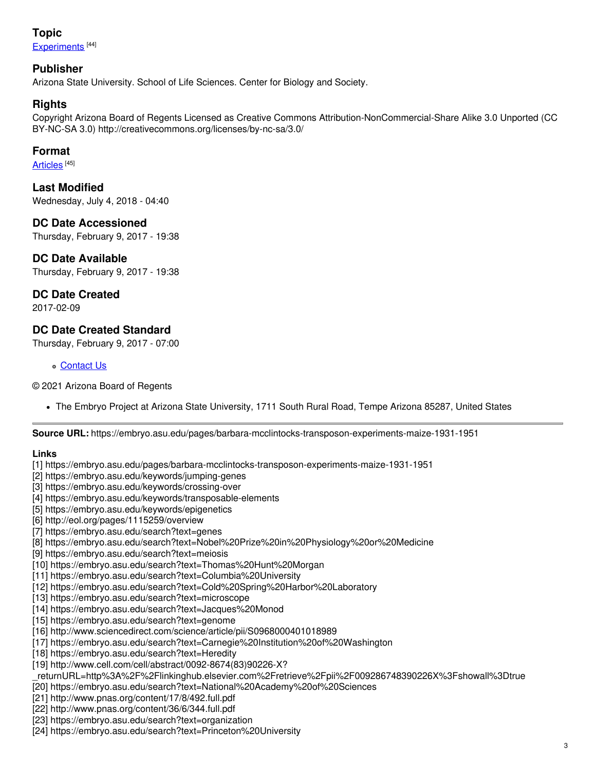## Topic

Experiments [44]

## Publisher

Arizona State University. School of Life Sciences. Center for Biology and Society.

## Rights

Copyright Arizona Board of Regents Licensed as Creative Commons Attribution-NonCommercial-Share Alike 3.0 Unported (CC BY-NC-SA 3.0) http://creativecommons.org/licenses/by-nc-sa/3.0/

## Format

Articles [45]

## Last Modified

Wednesday, July 4, 2018 - 04:40

## DC Date Accessioned

Thursday, February 9, 2017 - 19:38

## DC Date Available

Thursday, February 9, 2017 - 19:38

## DC Date Created

2017-02-09

## DC Date Created Standard

Thursday, February 9, 2017 - 07:00

- Contact Us

© 2021 Arizona Board of Regents

- The Embryo Project at Arizona State University, 1711 South Rural Road, Tempe Arizona 85287, United States

---

**Source URL:** https://embryo.asu.edu/pages/barbara-mcclintocks-transposon-experiments-maize-1931-1951

**Links**

[1] https://embryo.asu.edu/pages/barbara-mcclintocks-transposon-experiments-maize-1931-1951
[2] https://embryo.asu.edu/keywords/jumping-genes
[3] https://embryo.asu.edu/keywords/crossing-over
[4] https://embryo.asu.edu/keywords/transposable-elements
[5] https://embryo.asu.edu/keywords/epigenetics
[6] http://eol.org/pages/1115259/overview
[7] https://embryo.asu.edu/search?text=genes
[8] https://embryo.asu.edu/search?text=Nobel%20Prize%20in%20Physiology%20or%20Medicine
[9] https://embryo.asu.edu/search?text=meiosis
[10] https://embryo.asu.edu/search?text=Thomas%20Hunt%20Morgan
[11] https://embryo.asu.edu/search?text=Columbia%20University
[12] https://embryo.asu.edu/search?text=Cold%20Spring%20Harbor%20Laboratory
[13] https://embryo.asu.edu/search?text=microscope
[14] https://embryo.asu.edu/search?text=Jacques%20Monod
[15] https://embryo.asu.edu/search?text=genome
[16] http://www.sciencedirect.com/science/article/pii/S0968000401018989
[17] https://embryo.asu.edu/search?text=Carnegie%20Institution%20of%20Washington
[18] https://embryo.asu.edu/search?text=Heredity
[19] http://www.cell.com/cell/abstract/0092-8674(83)90226-X?_returnURL=http%3A%2F%2Flinkinghub.elsevier.com%2Fretrieve%2Fpii%2F009286748390226X%3Fshowall%3Dtrue
[20] https://embryo.asu.edu/search?text=National%20Academy%20of%20Sciences
[21] http://www.pnas.org/content/17/8/492.full.pdf
[22] http://www.pnas.org/content/36/6/344.full.pdf
[23] https://embryo.asu.edu/search?text=organization
[24] https://embryo.asu.edu/search?text=Princeton%20University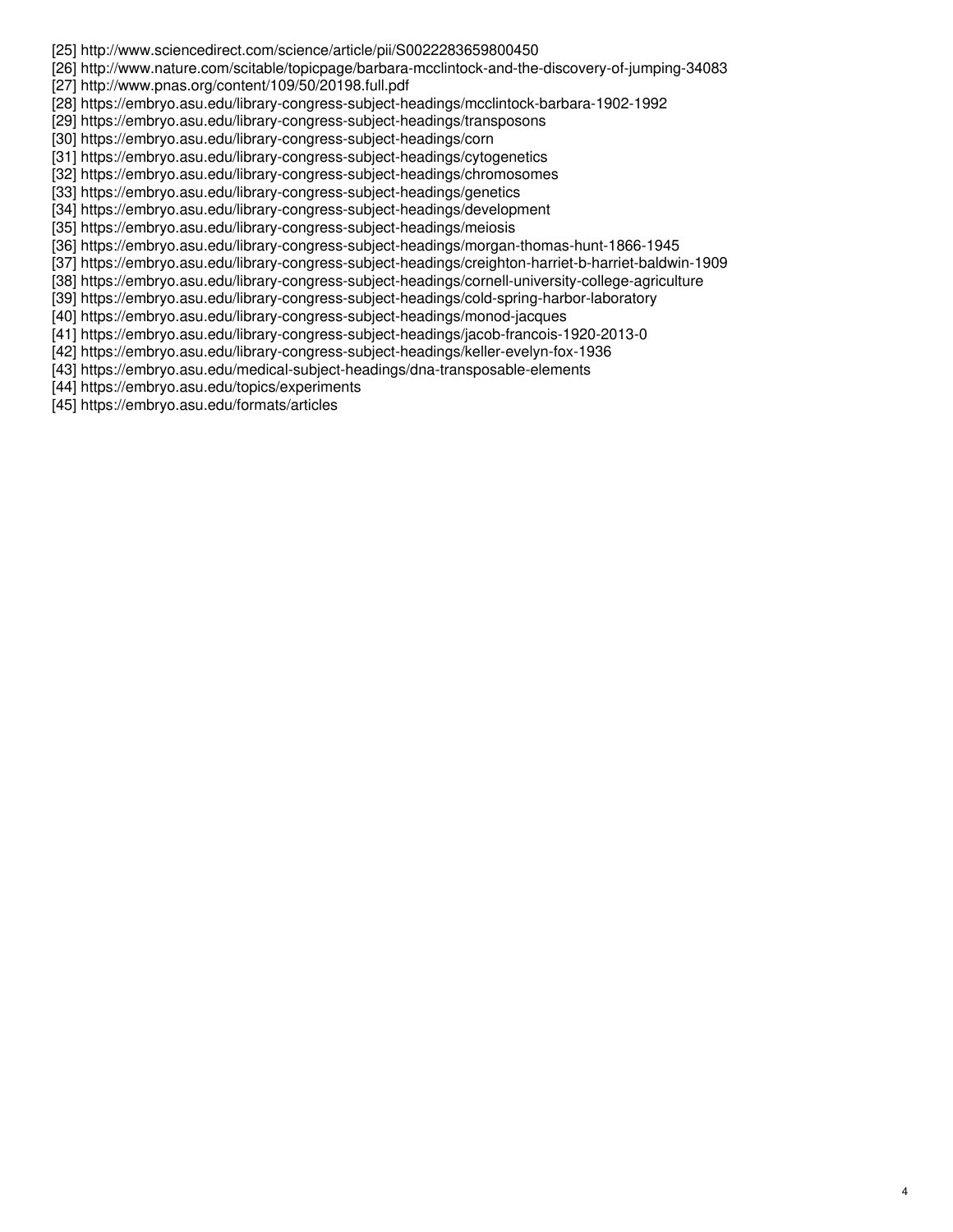[25] http://www.sciencedirect.com/science/article/pii/S0022283659800450
[26] http://www.nature.com/scitable/topicpage/barbara-mcclintock-and-the-discovery-of-jumping-34083
[27] http://www.pnas.org/content/109/50/20198.full.pdf
[28] https://embryo.asu.edu/library-congress-subject-headings/mcclintock-barbara-1902-1992
[29] https://embryo.asu.edu/library-congress-subject-headings/transposons
[30] https://embryo.asu.edu/library-congress-subject-headings/corn
[31] https://embryo.asu.edu/library-congress-subject-headings/cytogenetics
[32] https://embryo.asu.edu/library-congress-subject-headings/chromosomes
[33] https://embryo.asu.edu/library-congress-subject-headings/genetics
[34] https://embryo.asu.edu/library-congress-subject-headings/development
[35] https://embryo.asu.edu/library-congress-subject-headings/meiosis
[36] https://embryo.asu.edu/library-congress-subject-headings/morgan-thomas-hunt-1866-1945
[37] https://embryo.asu.edu/library-congress-subject-headings/creighton-harriet-b-harriet-baldwin-1909
[38] https://embryo.asu.edu/library-congress-subject-headings/cornell-university-college-agriculture
[39] https://embryo.asu.edu/library-congress-subject-headings/cold-spring-harbor-laboratory
[40] https://embryo.asu.edu/library-congress-subject-headings/monod-jacques
[41] https://embryo.asu.edu/library-congress-subject-headings/jacob-francois-1920-2013-0
[42] https://embryo.asu.edu/library-congress-subject-headings/keller-evelyn-fox-1936
[43] https://embryo.asu.edu/medical-subject-headings/dna-transposable-elements
[44] https://embryo.asu.edu/topics/experiments
[45] https://embryo.asu.edu/formats/articles